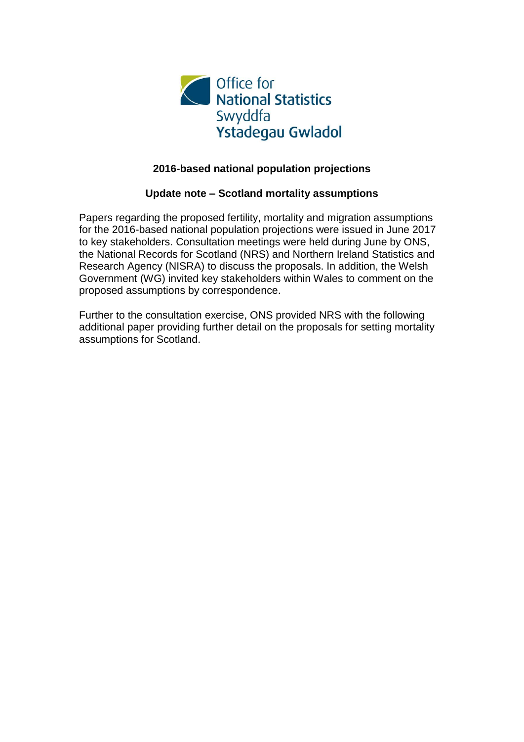Office for National Statistics
Swyddfa Ystadegau Gwladol

## 2016-based national population projections

### Update note – Scotland mortality assumptions

Papers regarding the proposed fertility, mortality and migration assumptions for the 2016-based national population projections were issued in June 2017 to key stakeholders. Consultation meetings were held during June by ONS, the National Records for Scotland (NRS) and Northern Ireland Statistics and Research Agency (NISRA) to discuss the proposals. In addition, the Welsh Government (WG) invited key stakeholders within Wales to comment on the proposed assumptions by correspondence.

Further to the consultation exercise, ONS provided NRS with the following additional paper providing further detail on the proposals for setting mortality assumptions for Scotland.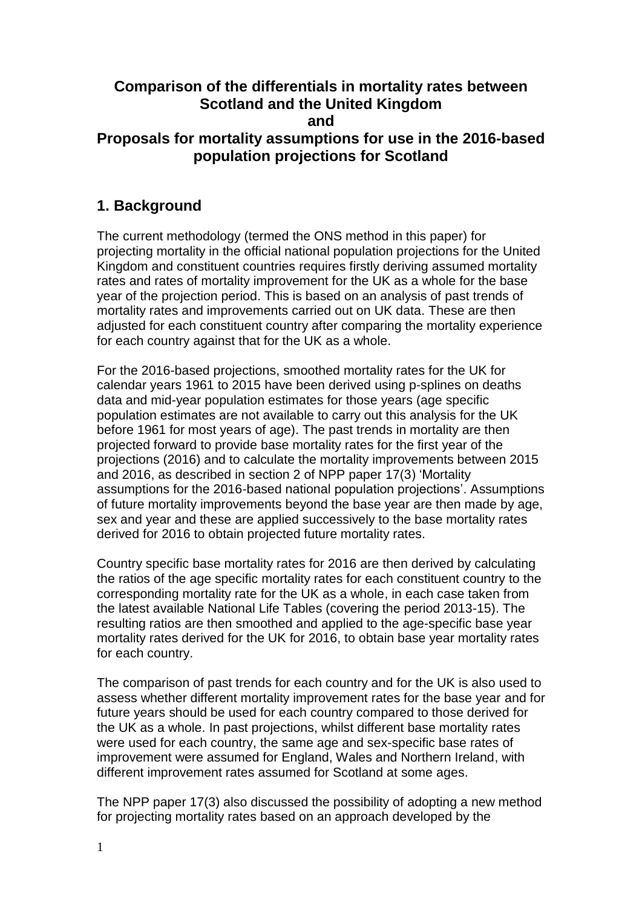# Comparison of the differentials in mortality rates between Scotland and the United Kingdom
# and
# Proposals for mortality assumptions for use in the 2016-based population projections for Scotland

## 1. Background

The current methodology (termed the ONS method in this paper) for projecting mortality in the official national population projections for the United Kingdom and constituent countries requires firstly deriving assumed mortality rates and rates of mortality improvement for the UK as a whole for the base year of the projection period. This is based on an analysis of past trends of mortality rates and improvements carried out on UK data. These are then adjusted for each constituent country after comparing the mortality experience for each country against that for the UK as a whole.

For the 2016-based projections, smoothed mortality rates for the UK for calendar years 1961 to 2015 have been derived using p-splines on deaths data and mid-year population estimates for those years (age specific population estimates are not available to carry out this analysis for the UK before 1961 for most years of age). The past trends in mortality are then projected forward to provide base mortality rates for the first year of the projections (2016) and to calculate the mortality improvements between 2015 and 2016, as described in section 2 of NPP paper 17(3) 'Mortality assumptions for the 2016-based national population projections'. Assumptions of future mortality improvements beyond the base year are then made by age, sex and year and these are applied successively to the base mortality rates derived for 2016 to obtain projected future mortality rates.

Country specific base mortality rates for 2016 are then derived by calculating the ratios of the age specific mortality rates for each constituent country to the corresponding mortality rate for the UK as a whole, in each case taken from the latest available National Life Tables (covering the period 2013-15). The resulting ratios are then smoothed and applied to the age-specific base year mortality rates derived for the UK for 2016, to obtain base year mortality rates for each country.

The comparison of past trends for each country and for the UK is also used to assess whether different mortality improvement rates for the base year and for future years should be used for each country compared to those derived for the UK as a whole. In past projections, whilst different base mortality rates were used for each country, the same age and sex-specific base rates of improvement were assumed for England, Wales and Northern Ireland, with different improvement rates assumed for Scotland at some ages.

The NPP paper 17(3) also discussed the possibility of adopting a new method for projecting mortality rates based on an approach developed by the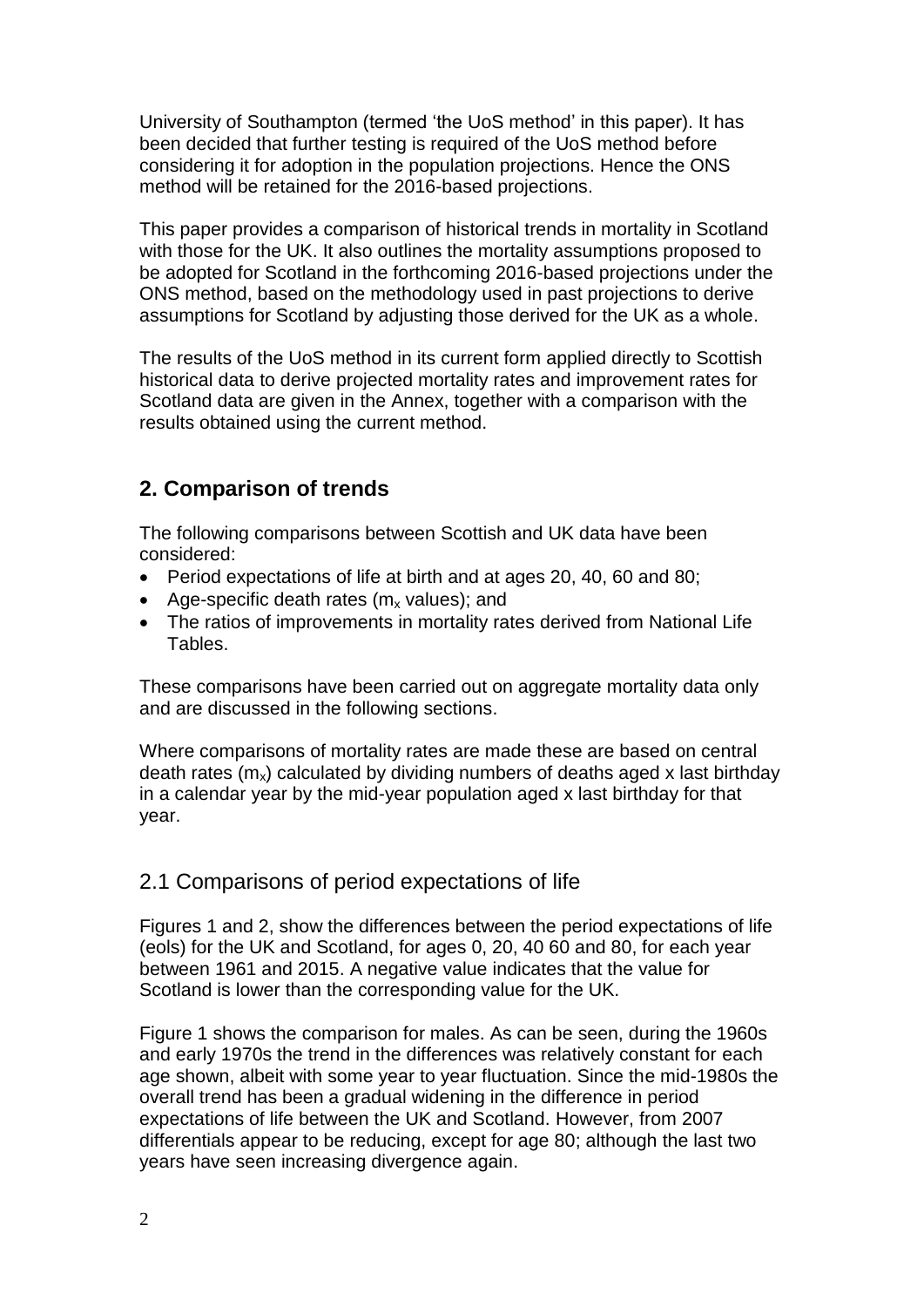University of Southampton (termed 'the UoS method' in this paper). It has been decided that further testing is required of the UoS method before considering it for adoption in the population projections. Hence the ONS method will be retained for the 2016-based projections.

This paper provides a comparison of historical trends in mortality in Scotland with those for the UK. It also outlines the mortality assumptions proposed to be adopted for Scotland in the forthcoming 2016-based projections under the ONS method, based on the methodology used in past projections to derive assumptions for Scotland by adjusting those derived for the UK as a whole.

The results of the UoS method in its current form applied directly to Scottish historical data to derive projected mortality rates and improvement rates for Scotland data are given in the Annex, together with a comparison with the results obtained using the current method.

## 2. Comparison of trends

The following comparisons between Scottish and UK data have been considered:

- Period expectations of life at birth and at ages 20, 40, 60 and 80;
- Age-specific death rates ($m_x$ values); and
- The ratios of improvements in mortality rates derived from National Life Tables.

These comparisons have been carried out on aggregate mortality data only and are discussed in the following sections.

Where comparisons of mortality rates are made these are based on central death rates ($m_x$) calculated by dividing numbers of deaths aged x last birthday in a calendar year by the mid-year population aged x last birthday for that year.

### 2.1 Comparisons of period expectations of life

Figures 1 and 2, show the differences between the period expectations of life (eols) for the UK and Scotland, for ages 0, 20, 40 60 and 80, for each year between 1961 and 2015. A negative value indicates that the value for Scotland is lower than the corresponding value for the UK.

Figure 1 shows the comparison for males. As can be seen, during the 1960s and early 1970s the trend in the differences was relatively constant for each age shown, albeit with some year to year fluctuation. Since the mid-1980s the overall trend has been a gradual widening in the difference in period expectations of life between the UK and Scotland. However, from 2007 differentials appear to be reducing, except for age 80; although the last two years have seen increasing divergence again.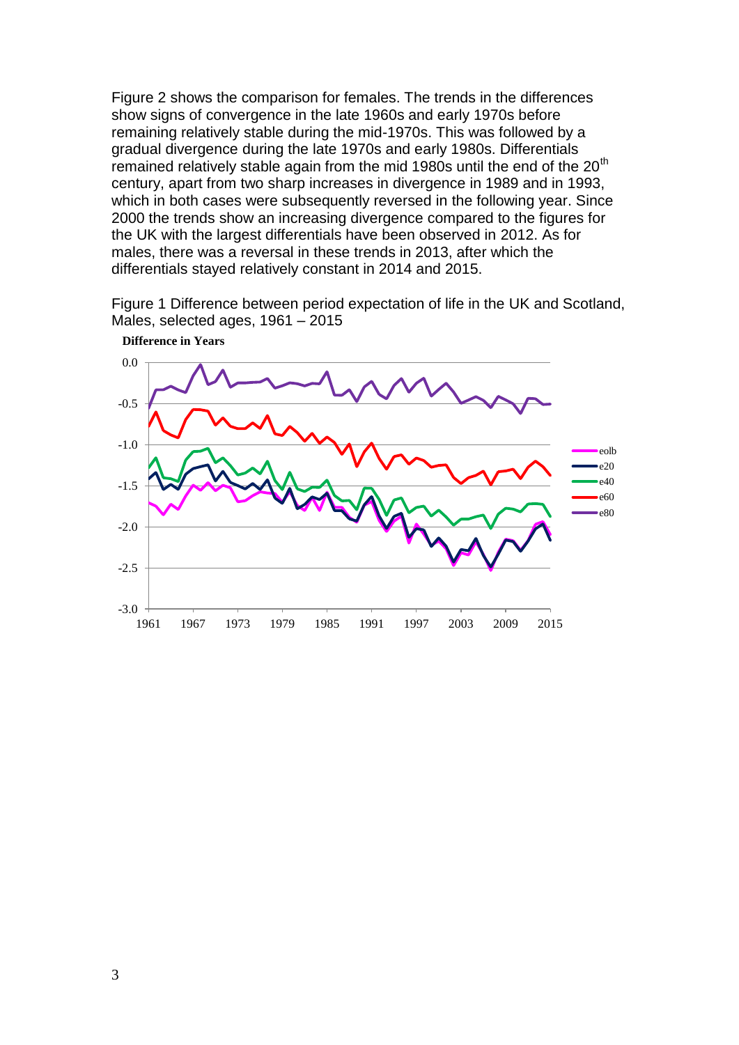Figure 2 shows the comparison for females. The trends in the differences show signs of convergence in the late 1960s and early 1970s before remaining relatively stable during the mid-1970s. This was followed by a gradual divergence during the late 1970s and early 1980s. Differentials remained relatively stable again from the mid 1980s until the end of the 20th century, apart from two sharp increases in divergence in 1989 and in 1993, which in both cases were subsequently reversed in the following year. Since 2000 the trends show an increasing divergence compared to the figures for the UK with the largest differentials have been observed in 2012. As for males, there was a reversal in these trends in 2013, after which the differentials stayed relatively constant in 2014 and 2015.

Figure 1 Difference between period expectation of life in the UK and Scotland, Males, selected ages, 1961 – 2015

**Difference in Years**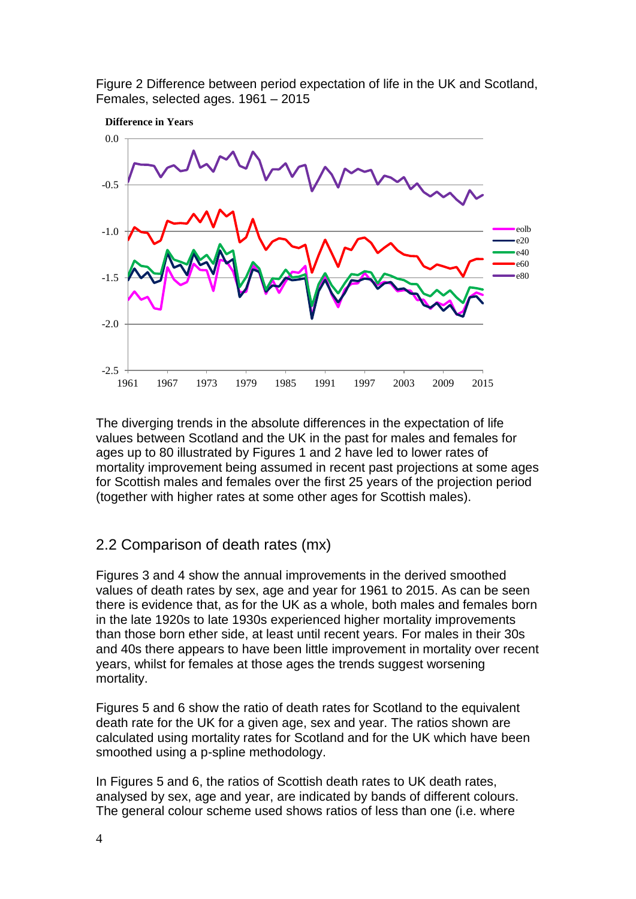Figure 2 Difference between period expectation of life in the UK and Scotland, Females, selected ages. 1961 – 2015

The diverging trends in the absolute differences in the expectation of life values between Scotland and the UK in the past for males and females for ages up to 80 illustrated by Figures 1 and 2 have led to lower rates of mortality improvement being assumed in recent past projections at some ages for Scottish males and females over the first 25 years of the projection period (together with higher rates at some other ages for Scottish males).

## 2.2 Comparison of death rates (mx)

Figures 3 and 4 show the annual improvements in the derived smoothed values of death rates by sex, age and year for 1961 to 2015. As can be seen there is evidence that, as for the UK as a whole, both males and females born in the late 1920s to late 1930s experienced higher mortality improvements than those born ether side, at least until recent years. For males in their 30s and 40s there appears to have been little improvement in mortality over recent years, whilst for females at those ages the trends suggest worsening mortality.

Figures 5 and 6 show the ratio of death rates for Scotland to the equivalent death rate for the UK for a given age, sex and year. The ratios shown are calculated using mortality rates for Scotland and for the UK which have been smoothed using a p-spline methodology.

In Figures 5 and 6, the ratios of Scottish death rates to UK death rates, analysed by sex, age and year, are indicated by bands of different colours. The general colour scheme used shows ratios of less than one (i.e. where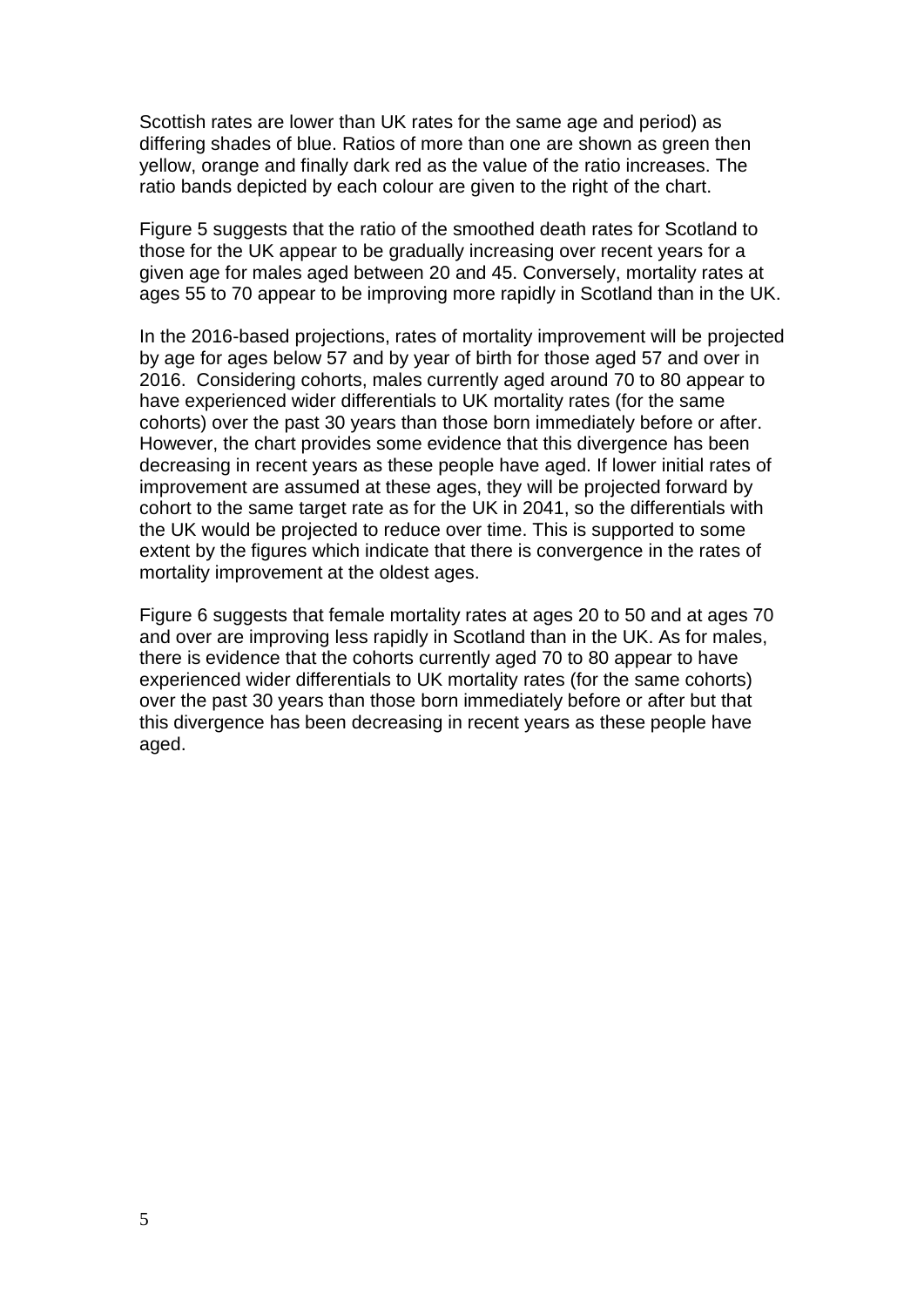Scottish rates are lower than UK rates for the same age and period) as differing shades of blue. Ratios of more than one are shown as green then yellow, orange and finally dark red as the value of the ratio increases. The ratio bands depicted by each colour are given to the right of the chart.

Figure 5 suggests that the ratio of the smoothed death rates for Scotland to those for the UK appear to be gradually increasing over recent years for a given age for males aged between 20 and 45. Conversely, mortality rates at ages 55 to 70 appear to be improving more rapidly in Scotland than in the UK.

In the 2016-based projections, rates of mortality improvement will be projected by age for ages below 57 and by year of birth for those aged 57 and over in 2016. Considering cohorts, males currently aged around 70 to 80 appear to have experienced wider differentials to UK mortality rates (for the same cohorts) over the past 30 years than those born immediately before or after. However, the chart provides some evidence that this divergence has been decreasing in recent years as these people have aged. If lower initial rates of improvement are assumed at these ages, they will be projected forward by cohort to the same target rate as for the UK in 2041, so the differentials with the UK would be projected to reduce over time. This is supported to some extent by the figures which indicate that there is convergence in the rates of mortality improvement at the oldest ages.

Figure 6 suggests that female mortality rates at ages 20 to 50 and at ages 70 and over are improving less rapidly in Scotland than in the UK. As for males, there is evidence that the cohorts currently aged 70 to 80 appear to have experienced wider differentials to UK mortality rates (for the same cohorts) over the past 30 years than those born immediately before or after but that this divergence has been decreasing in recent years as these people have aged.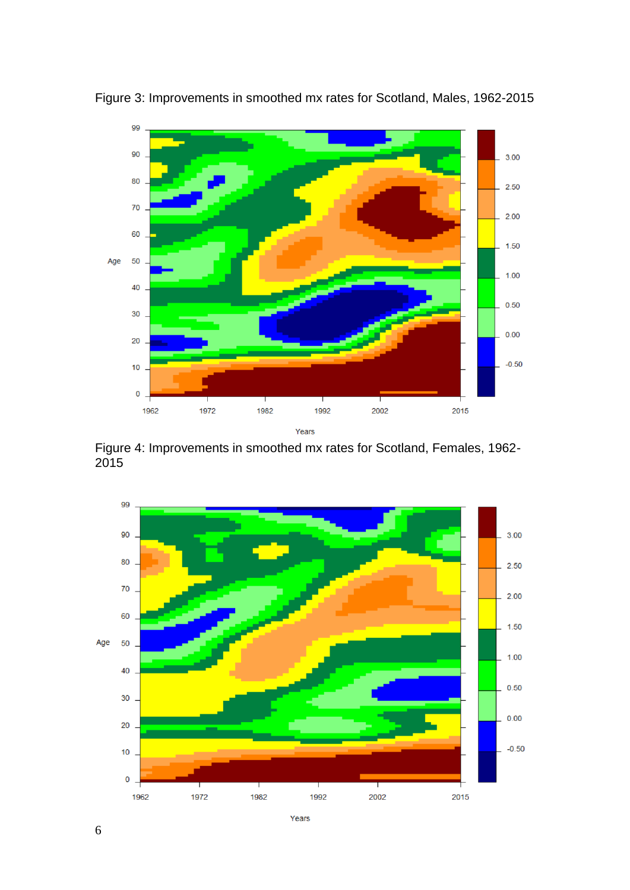Figure 3: Improvements in smoothed mx rates for Scotland, Males, 1962-2015

Figure 4: Improvements in smoothed mx rates for Scotland, Females, 1962-2015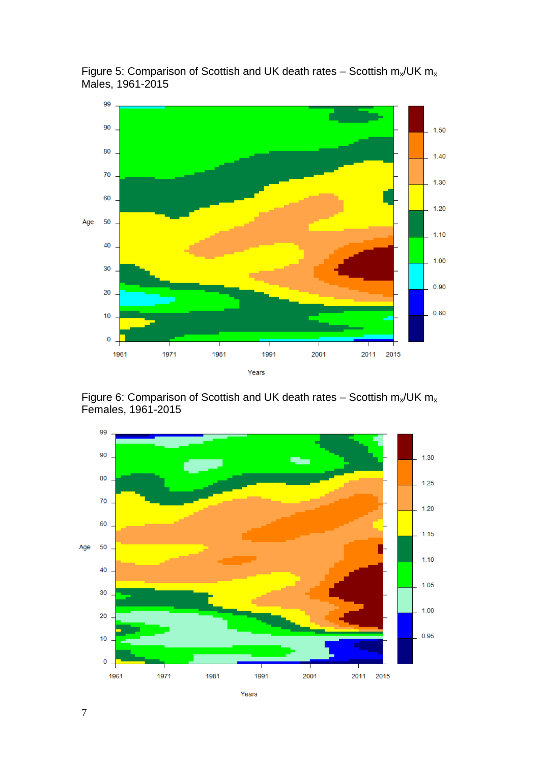Figure 5: Comparison of Scottish and UK death rates – Scottish $m_x$/UK $m_x$ Males, 1961-2015

Figure 6: Comparison of Scottish and UK death rates – Scottish $m_x$/UK $m_x$ Females, 1961-2015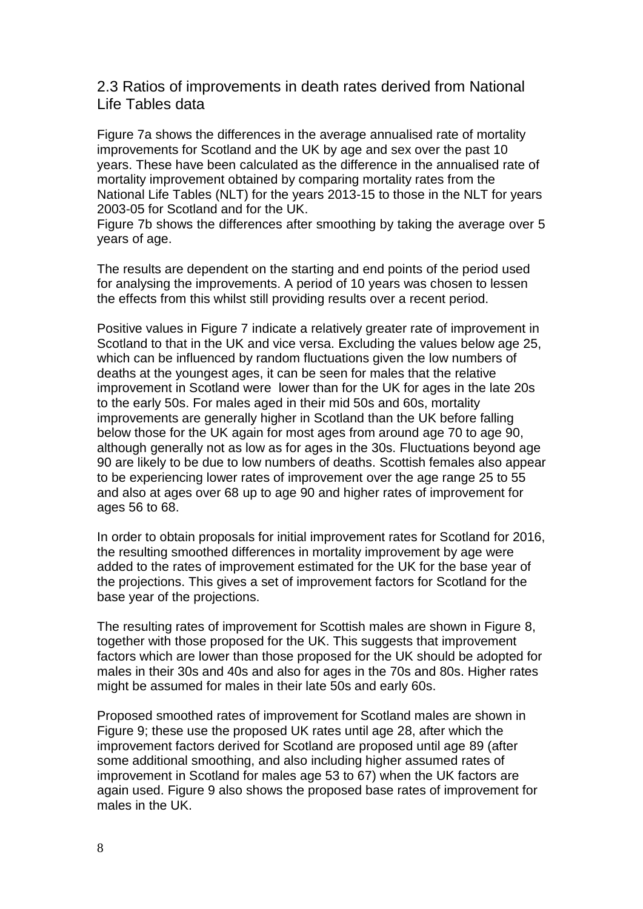## 2.3 Ratios of improvements in death rates derived from National Life Tables data

Figure 7a shows the differences in the average annualised rate of mortality improvements for Scotland and the UK by age and sex over the past 10 years. These have been calculated as the difference in the annualised rate of mortality improvement obtained by comparing mortality rates from the National Life Tables (NLT) for the years 2013-15 to those in the NLT for years 2003-05 for Scotland and for the UK.
Figure 7b shows the differences after smoothing by taking the average over 5 years of age.

The results are dependent on the starting and end points of the period used for analysing the improvements. A period of 10 years was chosen to lessen the effects from this whilst still providing results over a recent period.

Positive values in Figure 7 indicate a relatively greater rate of improvement in Scotland to that in the UK and vice versa. Excluding the values below age 25, which can be influenced by random fluctuations given the low numbers of deaths at the youngest ages, it can be seen for males that the relative improvement in Scotland were lower than for the UK for ages in the late 20s to the early 50s. For males aged in their mid 50s and 60s, mortality improvements are generally higher in Scotland than the UK before falling below those for the UK again for most ages from around age 70 to age 90, although generally not as low as for ages in the 30s. Fluctuations beyond age 90 are likely to be due to low numbers of deaths. Scottish females also appear to be experiencing lower rates of improvement over the age range 25 to 55 and also at ages over 68 up to age 90 and higher rates of improvement for ages 56 to 68.

In order to obtain proposals for initial improvement rates for Scotland for 2016, the resulting smoothed differences in mortality improvement by age were added to the rates of improvement estimated for the UK for the base year of the projections. This gives a set of improvement factors for Scotland for the base year of the projections.

The resulting rates of improvement for Scottish males are shown in Figure 8, together with those proposed for the UK. This suggests that improvement factors which are lower than those proposed for the UK should be adopted for males in their 30s and 40s and also for ages in the 70s and 80s. Higher rates might be assumed for males in their late 50s and early 60s.

Proposed smoothed rates of improvement for Scotland males are shown in Figure 9; these use the proposed UK rates until age 28, after which the improvement factors derived for Scotland are proposed until age 89 (after some additional smoothing, and also including higher assumed rates of improvement in Scotland for males age 53 to 67) when the UK factors are again used. Figure 9 also shows the proposed base rates of improvement for males in the UK.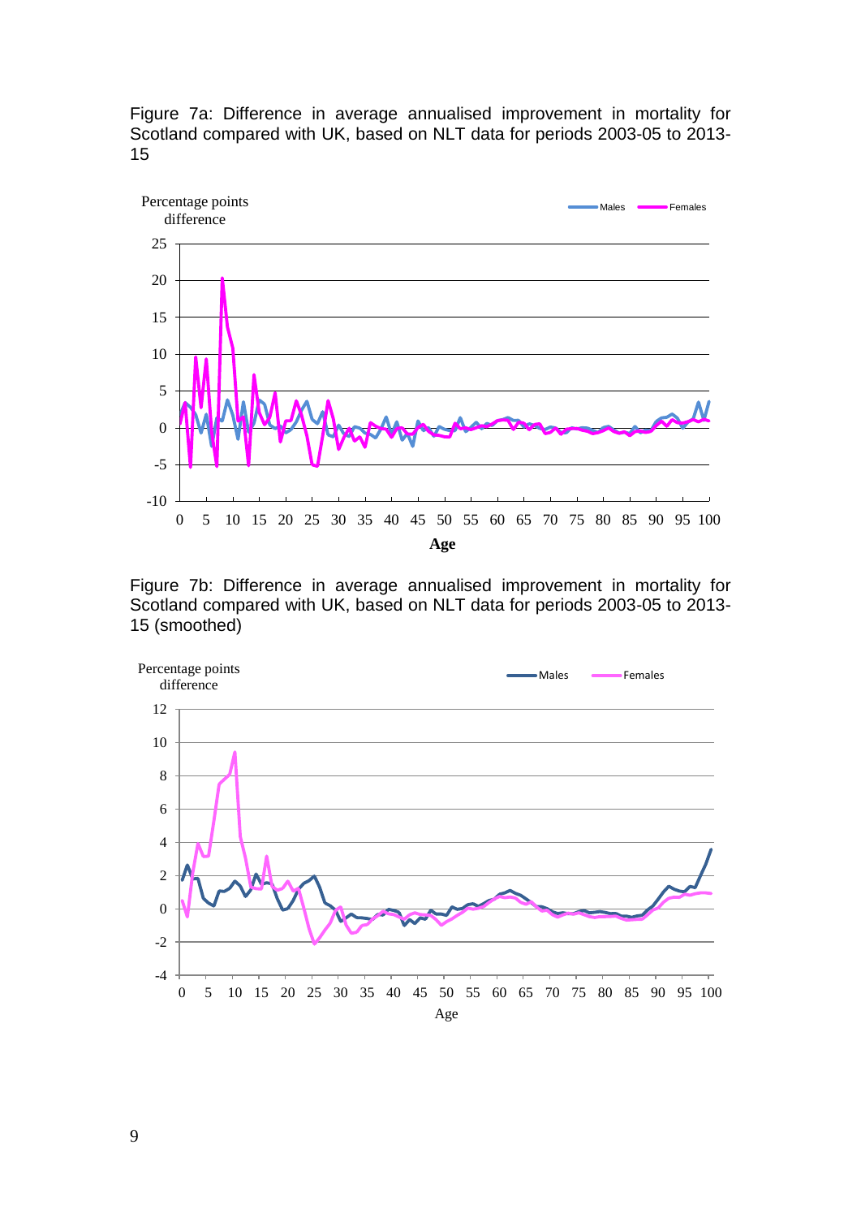Figure 7a: Difference in average annualised improvement in mortality for Scotland compared with UK, based on NLT data for periods 2003-05 to 2013-15

Figure 7b: Difference in average annualised improvement in mortality for Scotland compared with UK, based on NLT data for periods 2003-05 to 2013-15 (smoothed)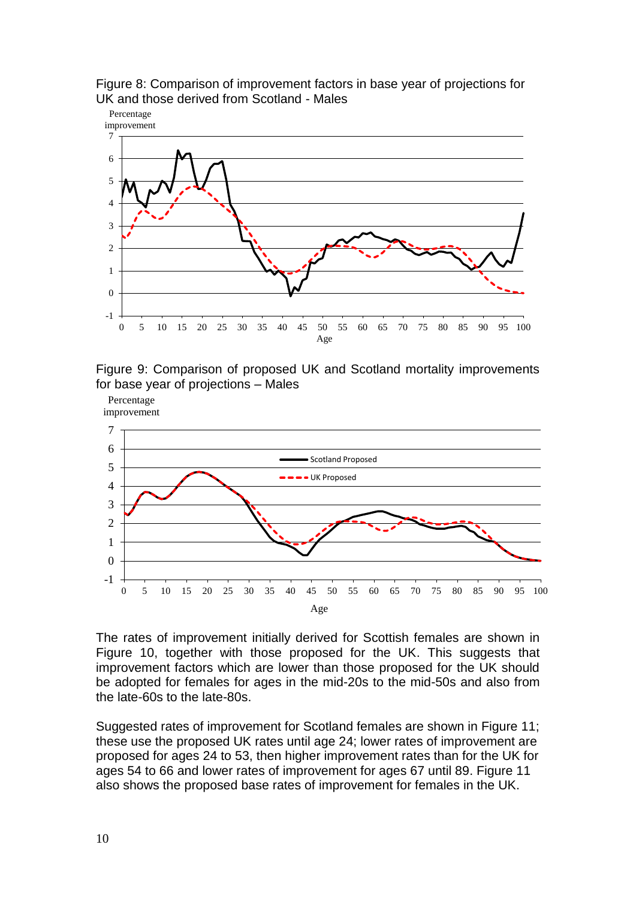Figure 8: Comparison of improvement factors in base year of projections for UK and those derived from Scotland - Males

Figure 9: Comparison of proposed UK and Scotland mortality improvements for base year of projections – Males

The rates of improvement initially derived for Scottish females are shown in Figure 10, together with those proposed for the UK. This suggests that improvement factors which are lower than those proposed for the UK should be adopted for females for ages in the mid-20s to the mid-50s and also from the late-60s to the late-80s.

Suggested rates of improvement for Scotland females are shown in Figure 11; these use the proposed UK rates until age 24; lower rates of improvement are proposed for ages 24 to 53, then higher improvement rates than for the UK for ages 54 to 66 and lower rates of improvement for ages 67 until 89. Figure 11 also shows the proposed base rates of improvement for females in the UK.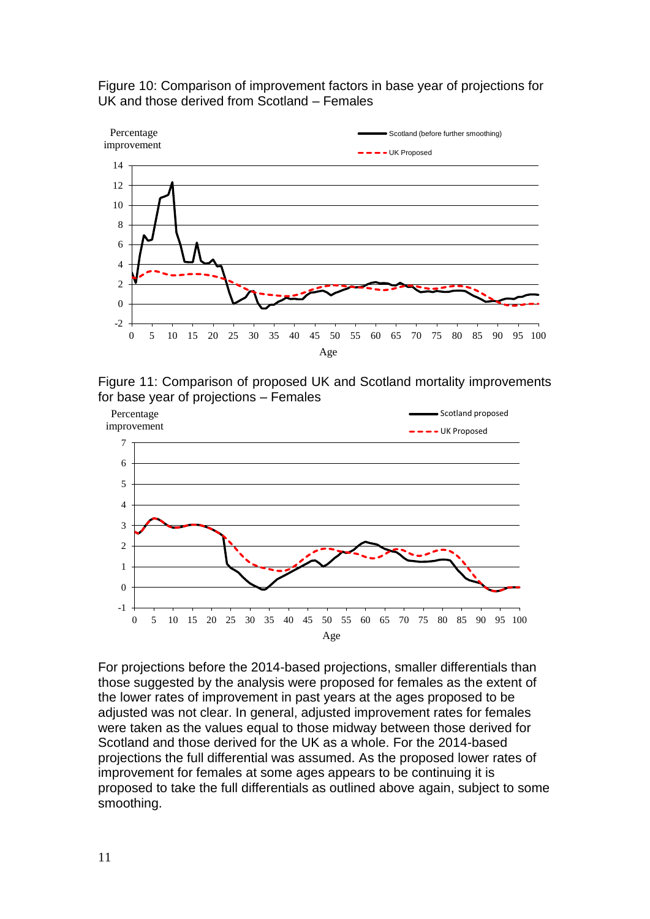Figure 10: Comparison of improvement factors in base year of projections for UK and those derived from Scotland – Females

Figure 11: Comparison of proposed UK and Scotland mortality improvements for base year of projections – Females

For projections before the 2014-based projections, smaller differentials than those suggested by the analysis were proposed for females as the extent of the lower rates of improvement in past years at the ages proposed to be adjusted was not clear. In general, adjusted improvement rates for females were taken as the values equal to those midway between those derived for Scotland and those derived for the UK as a whole. For the 2014-based projections the full differential was assumed. As the proposed lower rates of improvement for females at some ages appears to be continuing it is proposed to take the full differentials as outlined above again, subject to some smoothing.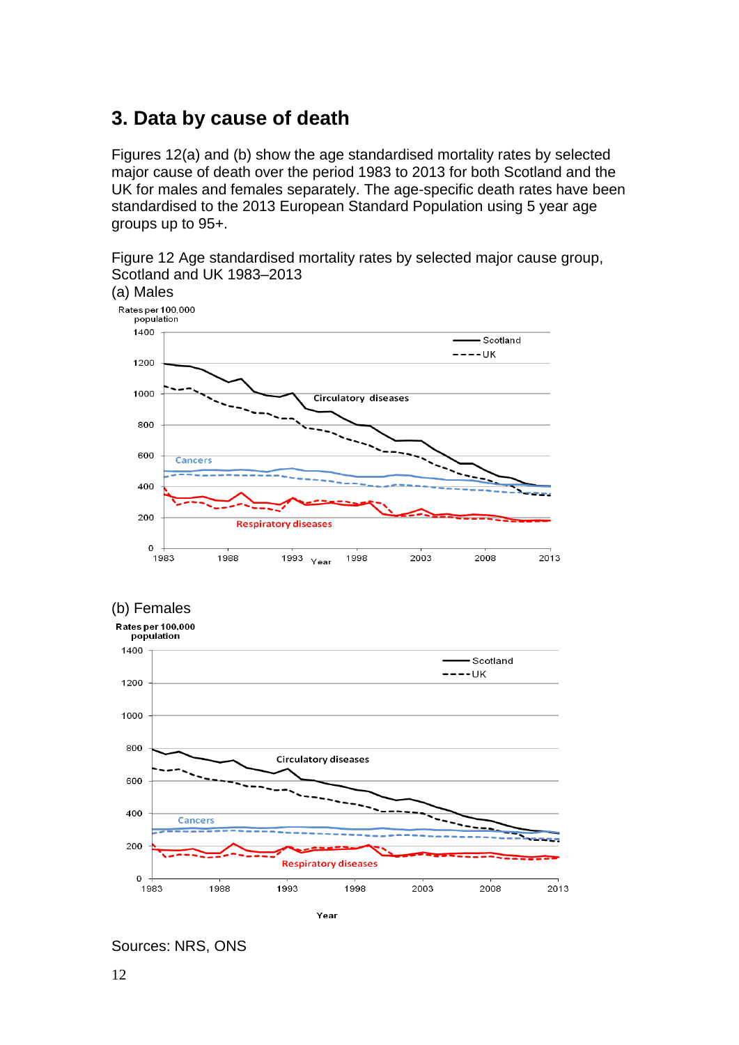## 3. Data by cause of death

Figures 12(a) and (b) show the age standardised mortality rates by selected major cause of death over the period 1983 to 2013 for both Scotland and the UK for males and females separately. The age-specific death rates have been standardised to the 2013 European Standard Population using 5 year age groups up to 95+.

Figure 12 Age standardised mortality rates by selected major cause group, Scotland and UK 1983–2013

(a) Males

(b) Females

Sources: NRS, ONS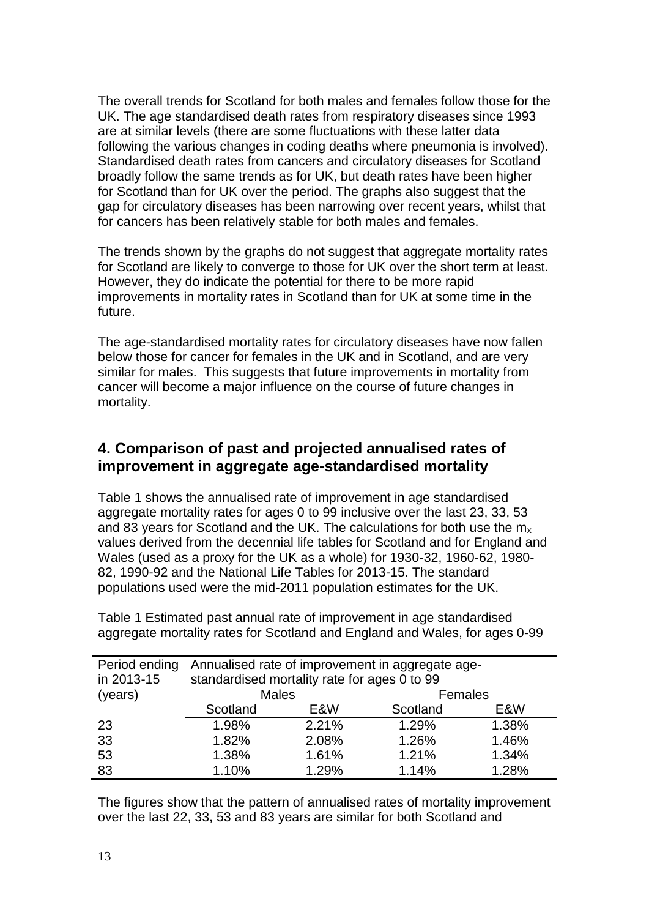The overall trends for Scotland for both males and females follow those for the UK. The age standardised death rates from respiratory diseases since 1993 are at similar levels (there are some fluctuations with these latter data following the various changes in coding deaths where pneumonia is involved). Standardised death rates from cancers and circulatory diseases for Scotland broadly follow the same trends as for UK, but death rates have been higher for Scotland than for UK over the period. The graphs also suggest that the gap for circulatory diseases has been narrowing over recent years, whilst that for cancers has been relatively stable for both males and females.

The trends shown by the graphs do not suggest that aggregate mortality rates for Scotland are likely to converge to those for UK over the short term at least. However, they do indicate the potential for there to be more rapid improvements in mortality rates in Scotland than for UK at some time in the future.

The age-standardised mortality rates for circulatory diseases have now fallen below those for cancer for females in the UK and in Scotland, and are very similar for males. This suggests that future improvements in mortality from cancer will become a major influence on the course of future changes in mortality.

## 4. Comparison of past and projected annualised rates of improvement in aggregate age-standardised mortality

Table 1 shows the annualised rate of improvement in age standardised aggregate mortality rates for ages 0 to 99 inclusive over the last 23, 33, 53 and 83 years for Scotland and the UK. The calculations for both use the $m_x$ values derived from the decennial life tables for Scotland and for England and Wales (used as a proxy for the UK as a whole) for 1930-32, 1960-62, 1980-82, 1990-92 and the National Life Tables for 2013-15. The standard populations used were the mid-2011 population estimates for the UK.

Table 1 Estimated past annual rate of improvement in age standardised aggregate mortality rates for Scotland and England and Wales, for ages 0-99

| Period ending in 2013-15 (years) | Annualised rate of improvement in aggregate age-standardised mortality rate for ages 0 to 99 | | | |
|---|---|---|---|---|
| | Males | | Females | |
| | Scotland | E&W | Scotland | E&W |
| 23 | 1.98% | 2.21% | 1.29% | 1.38% |
| 33 | 1.82% | 2.08% | 1.26% | 1.46% |
| 53 | 1.38% | 1.61% | 1.21% | 1.34% |
| 83 | 1.10% | 1.29% | 1.14% | 1.28% |

The figures show that the pattern of annualised rates of mortality improvement over the last 22, 33, 53 and 83 years are similar for both Scotland and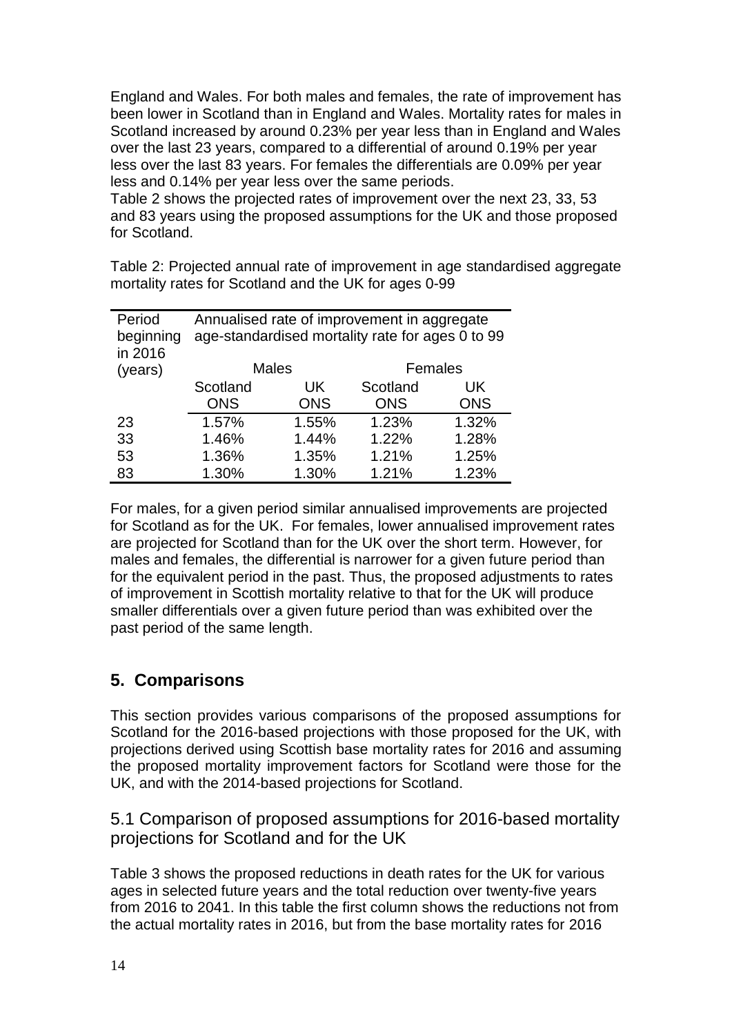England and Wales. For both males and females, the rate of improvement has been lower in Scotland than in England and Wales. Mortality rates for males in Scotland increased by around 0.23% per year less than in England and Wales over the last 23 years, compared to a differential of around 0.19% per year less over the last 83 years. For females the differentials are 0.09% per year less and 0.14% per year less over the same periods.

Table 2 shows the projected rates of improvement over the next 23, 33, 53 and 83 years using the proposed assumptions for the UK and those proposed for Scotland.

Table 2: Projected annual rate of improvement in age standardised aggregate mortality rates for Scotland and the UK for ages 0-99

| Period beginning in 2016 (years) | Annualised rate of improvement in aggregate age-standardised mortality rate for ages 0 to 99 | | | |
|---|---|---|---|---|
| | Males | | Females | |
| | Scotland ONS | UK ONS | Scotland ONS | UK ONS |
| 23 | 1.57% | 1.55% | 1.23% | 1.32% |
| 33 | 1.46% | 1.44% | 1.22% | 1.28% |
| 53 | 1.36% | 1.35% | 1.21% | 1.25% |
| 83 | 1.30% | 1.30% | 1.21% | 1.23% |

For males, for a given period similar annualised improvements are projected for Scotland as for the UK. For females, lower annualised improvement rates are projected for Scotland than for the UK over the short term. However, for males and females, the differential is narrower for a given future period than for the equivalent period in the past. Thus, the proposed adjustments to rates of improvement in Scottish mortality relative to that for the UK will produce smaller differentials over a given future period than was exhibited over the past period of the same length.

## 5. Comparisons

This section provides various comparisons of the proposed assumptions for Scotland for the 2016-based projections with those proposed for the UK, with projections derived using Scottish base mortality rates for 2016 and assuming the proposed mortality improvement factors for Scotland were those for the UK, and with the 2014-based projections for Scotland.

### 5.1 Comparison of proposed assumptions for 2016-based mortality projections for Scotland and for the UK

Table 3 shows the proposed reductions in death rates for the UK for various ages in selected future years and the total reduction over twenty-five years from 2016 to 2041. In this table the first column shows the reductions not from the actual mortality rates in 2016, but from the base mortality rates for 2016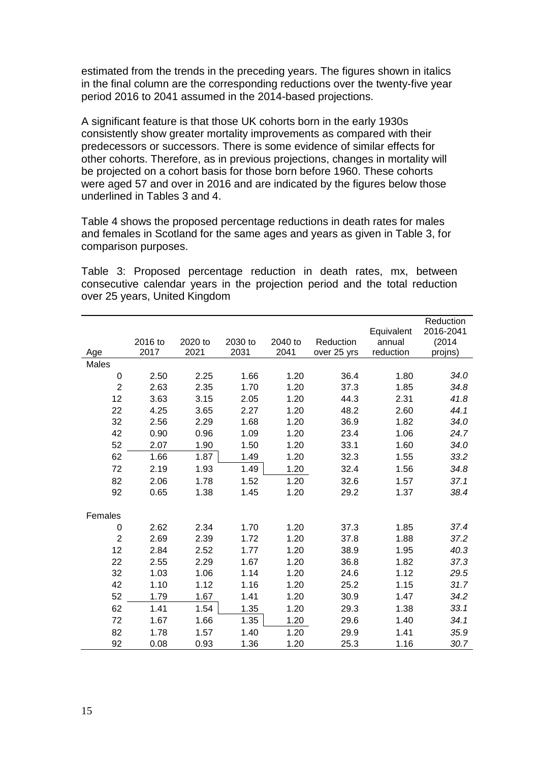estimated from the trends in the preceding years. The figures shown in italics in the final column are the corresponding reductions over the twenty-five year period 2016 to 2041 assumed in the 2014-based projections.

A significant feature is that those UK cohorts born in the early 1930s consistently show greater mortality improvements as compared with their predecessors or successors. There is some evidence of similar effects for other cohorts. Therefore, as in previous projections, changes in mortality will be projected on a cohort basis for those born before 1960. These cohorts were aged 57 and over in 2016 and are indicated by the figures below those underlined in Tables 3 and 4.

Table 4 shows the proposed percentage reductions in death rates for males and females in Scotland for the same ages and years as given in Table 3, for comparison purposes.

Table 3: Proposed percentage reduction in death rates, mx, between consecutive calendar years in the projection period and the total reduction over 25 years, United Kingdom

| Age | 2016 to 2017 | 2020 to 2021 | 2030 to 2031 | 2040 to 2041 | Reduction over 25 yrs | Equivalent annual reduction | Reduction 2016-2041 (2014 projns) |
|---|---|---|---|---|---|---|---|
| Males | | | | | | | |
| 0 | 2.50 | 2.25 | 1.66 | 1.20 | 36.4 | 1.80 | *34.0* |
| 2 | 2.63 | 2.35 | 1.70 | 1.20 | 37.3 | 1.85 | *34.8* |
| 12 | 3.63 | 3.15 | 2.05 | 1.20 | 44.3 | 2.31 | *41.8* |
| 22 | 4.25 | 3.65 | 2.27 | 1.20 | 48.2 | 2.60 | *44.1* |
| 32 | 2.56 | 2.29 | 1.68 | 1.20 | 36.9 | 1.82 | *34.0* |
| 42 | 0.90 | 0.96 | 1.09 | 1.20 | 23.4 | 1.06 | *24.7* |
| 52 | 2.07 | 1.90 | 1.50 | 1.20 | 33.1 | 1.60 | *34.0* |
| 62 | 1.66 | 1.87 | 1.49 | 1.20 | 32.3 | 1.55 | *33.2* |
| 72 | 2.19 | 1.93 | 1.49 | 1.20 | 32.4 | 1.56 | *34.8* |
| 82 | 2.06 | 1.78 | 1.52 | 1.20 | 32.6 | 1.57 | *37.1* |
| 92 | 0.65 | 1.38 | 1.45 | 1.20 | 29.2 | 1.37 | *38.4* |
| Females | | | | | | | |
| 0 | 2.62 | 2.34 | 1.70 | 1.20 | 37.3 | 1.85 | *37.4* |
| 2 | 2.69 | 2.39 | 1.72 | 1.20 | 37.8 | 1.88 | *37.2* |
| 12 | 2.84 | 2.52 | 1.77 | 1.20 | 38.9 | 1.95 | *40.3* |
| 22 | 2.55 | 2.29 | 1.67 | 1.20 | 36.8 | 1.82 | *37.3* |
| 32 | 1.03 | 1.06 | 1.14 | 1.20 | 24.6 | 1.12 | *29.5* |
| 42 | 1.10 | 1.12 | 1.16 | 1.20 | 25.2 | 1.15 | *31.7* |
| 52 | 1.79 | 1.67 | 1.41 | 1.20 | 30.9 | 1.47 | *34.2* |
| 62 | 1.41 | 1.54 | 1.35 | 1.20 | 29.3 | 1.38 | *33.1* |
| 72 | 1.67 | 1.66 | 1.35 | 1.20 | 29.6 | 1.40 | *34.1* |
| 82 | 1.78 | 1.57 | 1.40 | 1.20 | 29.9 | 1.41 | *35.9* |
| 92 | 0.08 | 0.93 | 1.36 | 1.20 | 25.3 | 1.16 | *30.7* |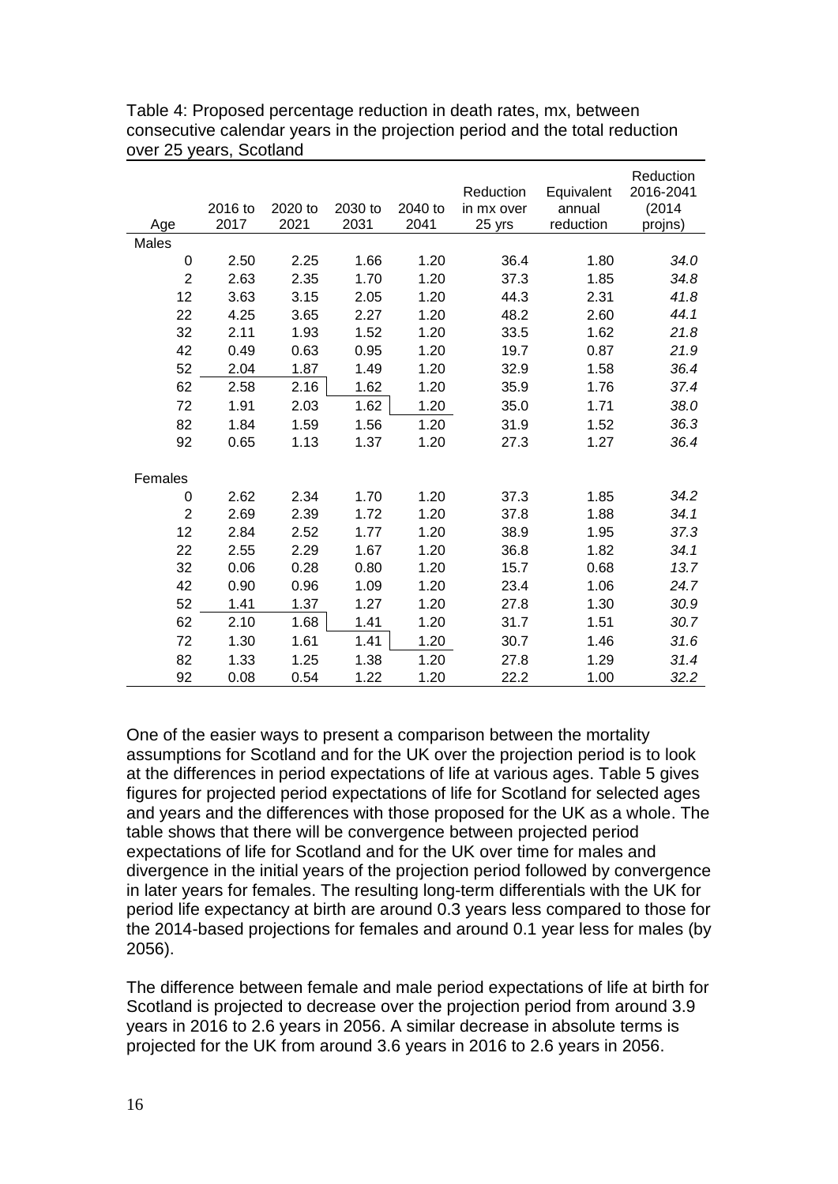Table 4: Proposed percentage reduction in death rates, mx, between consecutive calendar years in the projection period and the total reduction over 25 years, Scotland

| Age | 2016 to 2017 | 2020 to 2021 | 2030 to 2031 | 2040 to 2041 | Reduction in mx over 25 yrs | Equivalent annual reduction | Reduction 2016-2041 (2014 projns) |
|---|---|---|---|---|---|---|---|
| Males | | | | | | | |
| 0 | 2.50 | 2.25 | 1.66 | 1.20 | 36.4 | 1.80 | *34.0* |
| 2 | 2.63 | 2.35 | 1.70 | 1.20 | 37.3 | 1.85 | *34.8* |
| 12 | 3.63 | 3.15 | 2.05 | 1.20 | 44.3 | 2.31 | *41.8* |
| 22 | 4.25 | 3.65 | 2.27 | 1.20 | 48.2 | 2.60 | *44.1* |
| 32 | 2.11 | 1.93 | 1.52 | 1.20 | 33.5 | 1.62 | *21.8* |
| 42 | 0.49 | 0.63 | 0.95 | 1.20 | 19.7 | 0.87 | *21.9* |
| 52 | 2.04 | 1.87 | 1.49 | 1.20 | 32.9 | 1.58 | *36.4* |
| 62 | 2.58 | 2.16 | 1.62 | 1.20 | 35.9 | 1.76 | *37.4* |
| 72 | 1.91 | 2.03 | 1.62 | 1.20 | 35.0 | 1.71 | *38.0* |
| 82 | 1.84 | 1.59 | 1.56 | 1.20 | 31.9 | 1.52 | *36.3* |
| 92 | 0.65 | 1.13 | 1.37 | 1.20 | 27.3 | 1.27 | *36.4* |
| Females | | | | | | | |
| 0 | 2.62 | 2.34 | 1.70 | 1.20 | 37.3 | 1.85 | *34.2* |
| 2 | 2.69 | 2.39 | 1.72 | 1.20 | 37.8 | 1.88 | *34.1* |
| 12 | 2.84 | 2.52 | 1.77 | 1.20 | 38.9 | 1.95 | *37.3* |
| 22 | 2.55 | 2.29 | 1.67 | 1.20 | 36.8 | 1.82 | *34.1* |
| 32 | 0.06 | 0.28 | 0.80 | 1.20 | 15.7 | 0.68 | *13.7* |
| 42 | 0.90 | 0.96 | 1.09 | 1.20 | 23.4 | 1.06 | *24.7* |
| 52 | 1.41 | 1.37 | 1.27 | 1.20 | 27.8 | 1.30 | *30.9* |
| 62 | 2.10 | 1.68 | 1.41 | 1.20 | 31.7 | 1.51 | *30.7* |
| 72 | 1.30 | 1.61 | 1.41 | 1.20 | 30.7 | 1.46 | *31.6* |
| 82 | 1.33 | 1.25 | 1.38 | 1.20 | 27.8 | 1.29 | *31.4* |
| 92 | 0.08 | 0.54 | 1.22 | 1.20 | 22.2 | 1.00 | *32.2* |

One of the easier ways to present a comparison between the mortality assumptions for Scotland and for the UK over the projection period is to look at the differences in period expectations of life at various ages. Table 5 gives figures for projected period expectations of life for Scotland for selected ages and years and the differences with those proposed for the UK as a whole. The table shows that there will be convergence between projected period expectations of life for Scotland and for the UK over time for males and divergence in the initial years of the projection period followed by convergence in later years for females. The resulting long-term differentials with the UK for period life expectancy at birth are around 0.3 years less compared to those for the 2014-based projections for females and around 0.1 year less for males (by 2056).

The difference between female and male period expectations of life at birth for Scotland is projected to decrease over the projection period from around 3.9 years in 2016 to 2.6 years in 2056. A similar decrease in absolute terms is projected for the UK from around 3.6 years in 2016 to 2.6 years in 2056.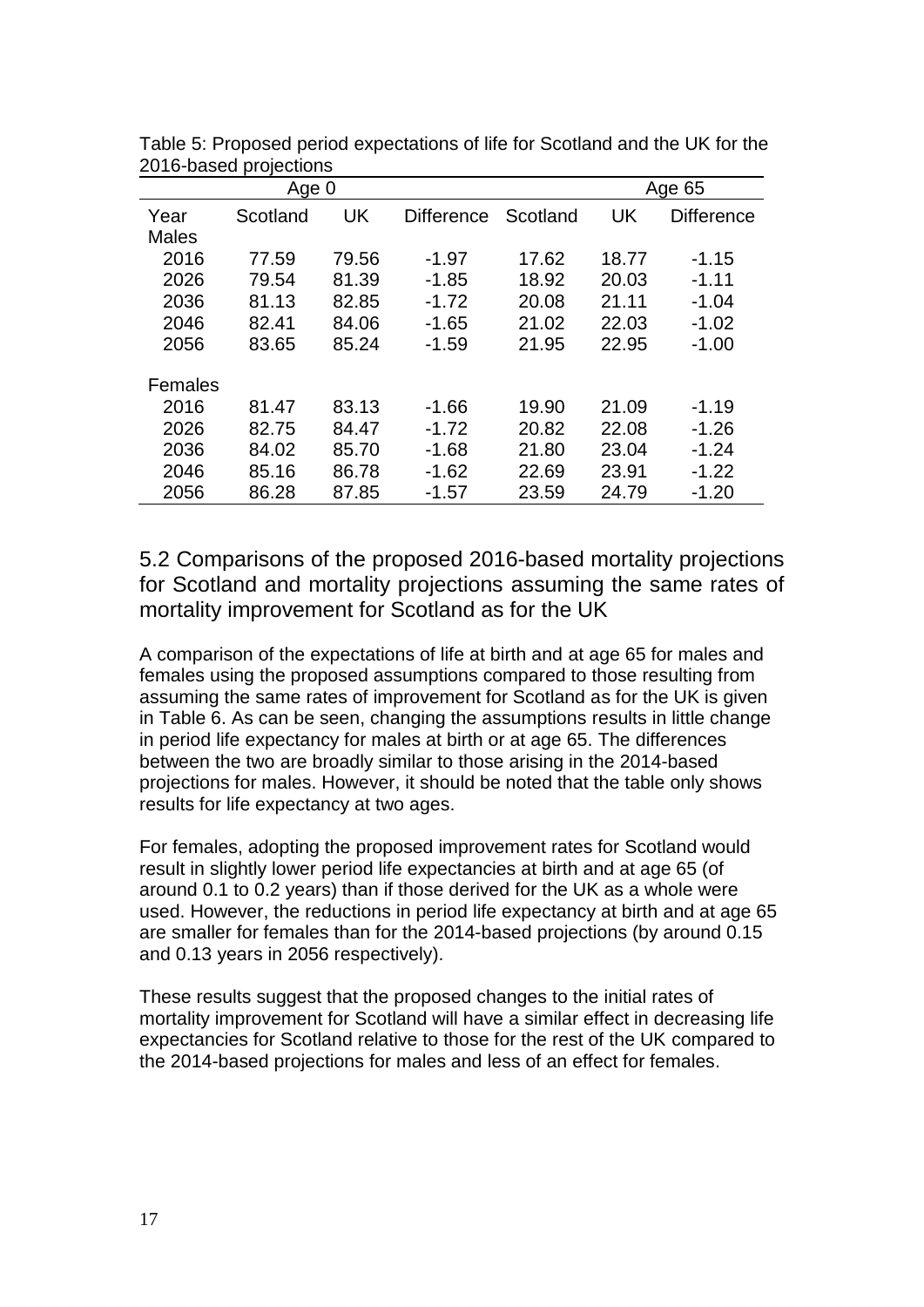Table 5: Proposed period expectations of life for Scotland and the UK for the 2016-based projections

| | Age 0 | | | Age 65 | | |
|---|---|---|---|---|---|---|
| Year | Scotland | UK | Difference | Scotland | UK | Difference |
| Males | | | | | | |
| 2016 | 77.59 | 79.56 | -1.97 | 17.62 | 18.77 | -1.15 |
| 2026 | 79.54 | 81.39 | -1.85 | 18.92 | 20.03 | -1.11 |
| 2036 | 81.13 | 82.85 | -1.72 | 20.08 | 21.11 | -1.04 |
| 2046 | 82.41 | 84.06 | -1.65 | 21.02 | 22.03 | -1.02 |
| 2056 | 83.65 | 85.24 | -1.59 | 21.95 | 22.95 | -1.00 |
| Females | | | | | | |
| 2016 | 81.47 | 83.13 | -1.66 | 19.90 | 21.09 | -1.19 |
| 2026 | 82.75 | 84.47 | -1.72 | 20.82 | 22.08 | -1.26 |
| 2036 | 84.02 | 85.70 | -1.68 | 21.80 | 23.04 | -1.24 |
| 2046 | 85.16 | 86.78 | -1.62 | 22.69 | 23.91 | -1.22 |
| 2056 | 86.28 | 87.85 | -1.57 | 23.59 | 24.79 | -1.20 |

## 5.2 Comparisons of the proposed 2016-based mortality projections for Scotland and mortality projections assuming the same rates of mortality improvement for Scotland as for the UK

A comparison of the expectations of life at birth and at age 65 for males and females using the proposed assumptions compared to those resulting from assuming the same rates of improvement for Scotland as for the UK is given in Table 6. As can be seen, changing the assumptions results in little change in period life expectancy for males at birth or at age 65. The differences between the two are broadly similar to those arising in the 2014-based projections for males. However, it should be noted that the table only shows results for life expectancy at two ages.

For females, adopting the proposed improvement rates for Scotland would result in slightly lower period life expectancies at birth and at age 65 (of around 0.1 to 0.2 years) than if those derived for the UK as a whole were used. However, the reductions in period life expectancy at birth and at age 65 are smaller for females than for the 2014-based projections (by around 0.15 and 0.13 years in 2056 respectively).

These results suggest that the proposed changes to the initial rates of mortality improvement for Scotland will have a similar effect in decreasing life expectancies for Scotland relative to those for the rest of the UK compared to the 2014-based projections for males and less of an effect for females.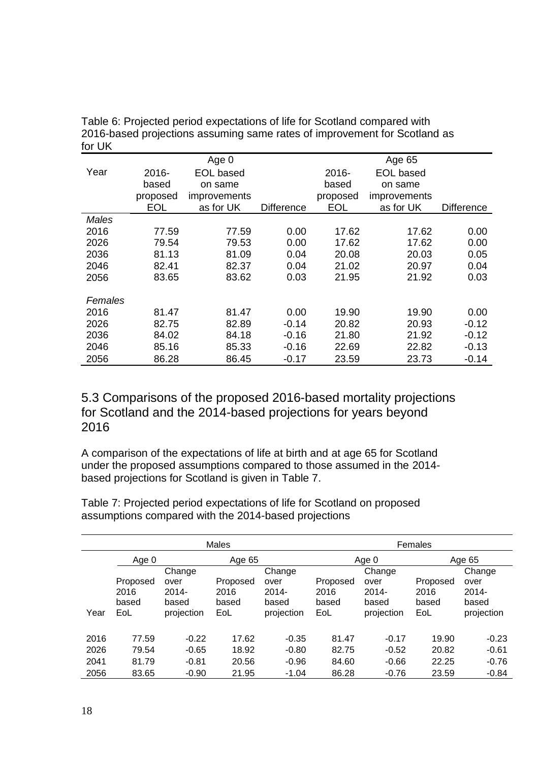Table 6: Projected period expectations of life for Scotland compared with 2016-based projections assuming same rates of improvement for Scotland as for UK

| Year | Age 0 | | | Age 65 | | |
|---|---|---|---|---|---|---|
| | 2016-based proposed EOL | EOL based on same improvements as for UK | Difference | 2016-based proposed EOL | EOL based on same improvements as for UK | Difference |
| *Males* | | | | | | |
| 2016 | 77.59 | 77.59 | 0.00 | 17.62 | 17.62 | 0.00 |
| 2026 | 79.54 | 79.53 | 0.00 | 17.62 | 17.62 | 0.00 |
| 2036 | 81.13 | 81.09 | 0.04 | 20.08 | 20.03 | 0.05 |
| 2046 | 82.41 | 82.37 | 0.04 | 21.02 | 20.97 | 0.04 |
| 2056 | 83.65 | 83.62 | 0.03 | 21.95 | 21.92 | 0.03 |
| *Females* | | | | | | |
| 2016 | 81.47 | 81.47 | 0.00 | 19.90 | 19.90 | 0.00 |
| 2026 | 82.75 | 82.89 | -0.14 | 20.82 | 20.93 | -0.12 |
| 2036 | 84.02 | 84.18 | -0.16 | 21.80 | 21.92 | -0.12 |
| 2046 | 85.16 | 85.33 | -0.16 | 22.69 | 22.82 | -0.13 |
| 2056 | 86.28 | 86.45 | -0.17 | 23.59 | 23.73 | -0.14 |

## 5.3 Comparisons of the proposed 2016-based mortality projections for Scotland and the 2014-based projections for years beyond 2016

A comparison of the expectations of life at birth and at age 65 for Scotland under the proposed assumptions compared to those assumed in the 2014-based projections for Scotland is given in Table 7.

Table 7: Projected period expectations of life for Scotland on proposed assumptions compared with the 2014-based projections

| | Males | | | | Females | | | |
|---|---|---|---|---|---|---|---|---|
| | Age 0 | | Age 65 | | Age 0 | | Age 65 | |
| Year | Proposed 2016 based EoL | Change over 2014-based projection | Proposed 2016 based EoL | Change over 2014-based projection | Proposed 2016 based EoL | Change over 2014-based projection | Proposed 2016 based EoL | Change over 2014-based projection |
| 2016 | 77.59 | -0.22 | 17.62 | -0.35 | 81.47 | -0.17 | 19.90 | -0.23 |
| 2026 | 79.54 | -0.65 | 18.92 | -0.80 | 82.75 | -0.52 | 20.82 | -0.61 |
| 2041 | 81.79 | -0.81 | 20.56 | -0.96 | 84.60 | -0.66 | 22.25 | -0.76 |
| 2056 | 83.65 | -0.90 | 21.95 | -1.04 | 86.28 | -0.76 | 23.59 | -0.84 |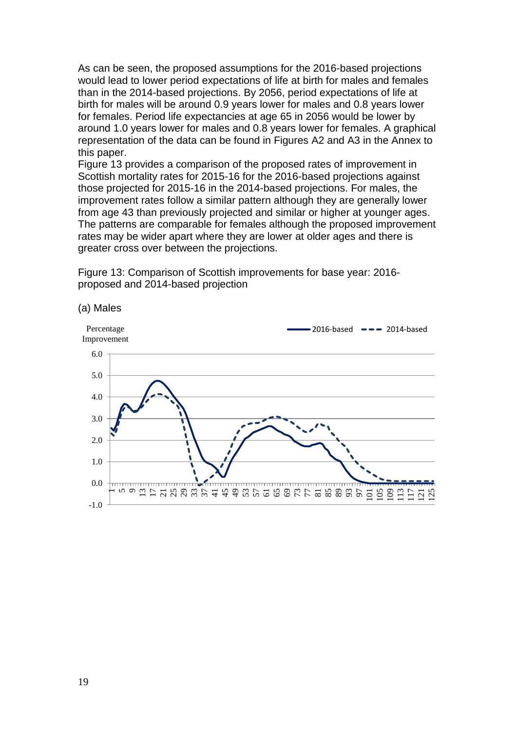As can be seen, the proposed assumptions for the 2016-based projections would lead to lower period expectations of life at birth for males and females than in the 2014-based projections. By 2056, period expectations of life at birth for males will be around 0.9 years lower for males and 0.8 years lower for females. Period life expectancies at age 65 in 2056 would be lower by around 1.0 years lower for males and 0.8 years lower for females. A graphical representation of the data can be found in Figures A2 and A3 in the Annex to this paper.

Figure 13 provides a comparison of the proposed rates of improvement in Scottish mortality rates for 2015-16 for the 2016-based projections against those projected for 2015-16 in the 2014-based projections. For males, the improvement rates follow a similar pattern although they are generally lower from age 43 than previously projected and similar or higher at younger ages. The patterns are comparable for females although the proposed improvement rates may be wider apart where they are lower at older ages and there is greater cross over between the projections.

Figure 13: Comparison of Scottish improvements for base year: 2016-proposed and 2014-based projection

(a) Males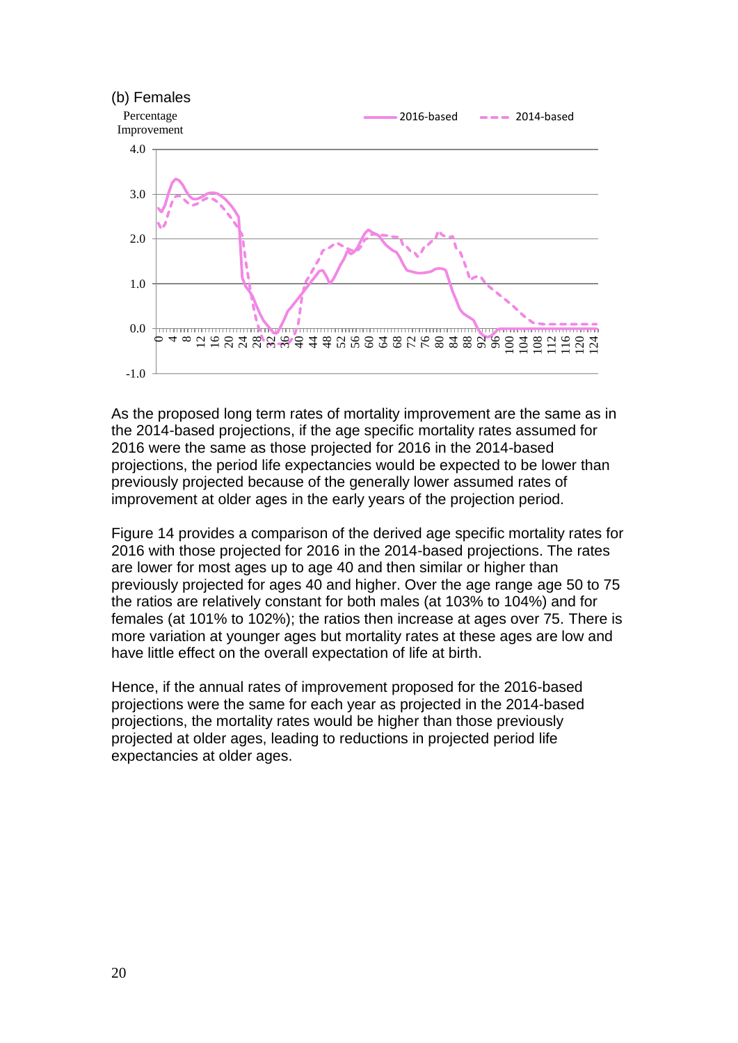(b) Females

Percentage Improvement

2016-based | 2014-based

As the proposed long term rates of mortality improvement are the same as in the 2014-based projections, if the age specific mortality rates assumed for 2016 were the same as those projected for 2016 in the 2014-based projections, the period life expectancies would be expected to be lower than previously projected because of the generally lower assumed rates of improvement at older ages in the early years of the projection period.

Figure 14 provides a comparison of the derived age specific mortality rates for 2016 with those projected for 2016 in the 2014-based projections. The rates are lower for most ages up to age 40 and then similar or higher than previously projected for ages 40 and higher. Over the age range age 50 to 75 the ratios are relatively constant for both males (at 103% to 104%) and for females (at 101% to 102%); the ratios then increase at ages over 75. There is more variation at younger ages but mortality rates at these ages are low and have little effect on the overall expectation of life at birth.

Hence, if the annual rates of improvement proposed for the 2016-based projections were the same for each year as projected in the 2014-based projections, the mortality rates would be higher than those previously projected at older ages, leading to reductions in projected period life expectancies at older ages.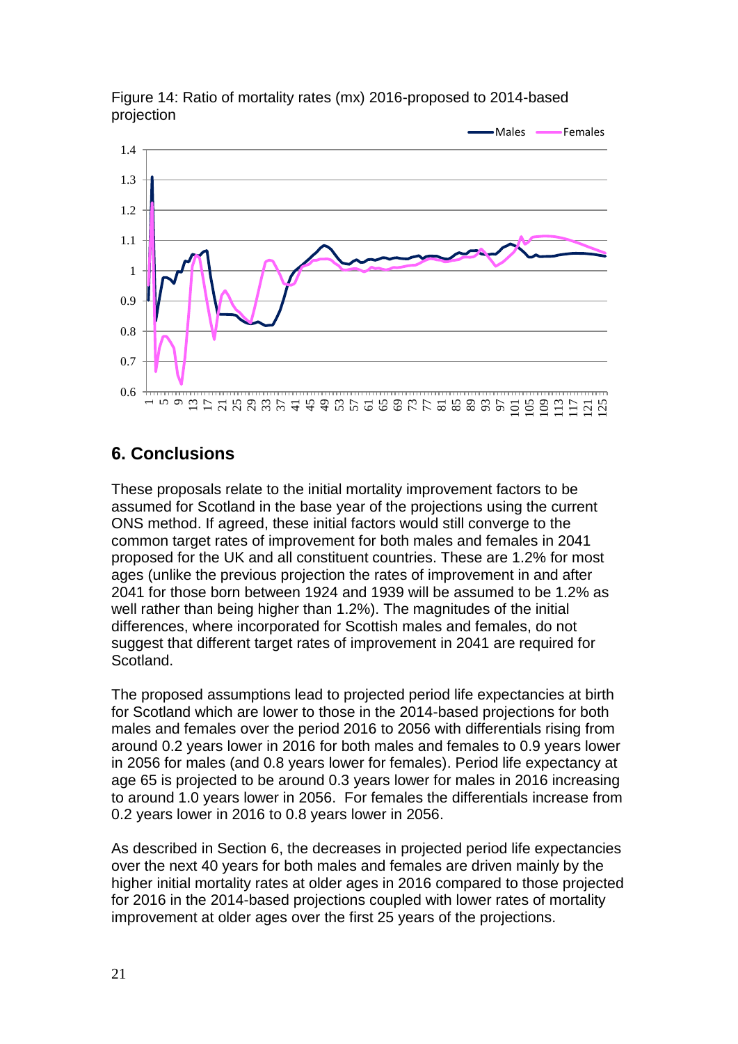Figure 14: Ratio of mortality rates (mx) 2016-proposed to 2014-based projection

## 6. Conclusions

These proposals relate to the initial mortality improvement factors to be assumed for Scotland in the base year of the projections using the current ONS method. If agreed, these initial factors would still converge to the common target rates of improvement for both males and females in 2041 proposed for the UK and all constituent countries. These are 1.2% for most ages (unlike the previous projection the rates of improvement in and after 2041 for those born between 1924 and 1939 will be assumed to be 1.2% as well rather than being higher than 1.2%). The magnitudes of the initial differences, where incorporated for Scottish males and females, do not suggest that different target rates of improvement in 2041 are required for Scotland.

The proposed assumptions lead to projected period life expectancies at birth for Scotland which are lower to those in the 2014-based projections for both males and females over the period 2016 to 2056 with differentials rising from around 0.2 years lower in 2016 for both males and females to 0.9 years lower in 2056 for males (and 0.8 years lower for females). Period life expectancy at age 65 is projected to be around 0.3 years lower for males in 2016 increasing to around 1.0 years lower in 2056. For females the differentials increase from 0.2 years lower in 2016 to 0.8 years lower in 2056.

As described in Section 6, the decreases in projected period life expectancies over the next 40 years for both males and females are driven mainly by the higher initial mortality rates at older ages in 2016 compared to those projected for 2016 in the 2014-based projections coupled with lower rates of mortality improvement at older ages over the first 25 years of the projections.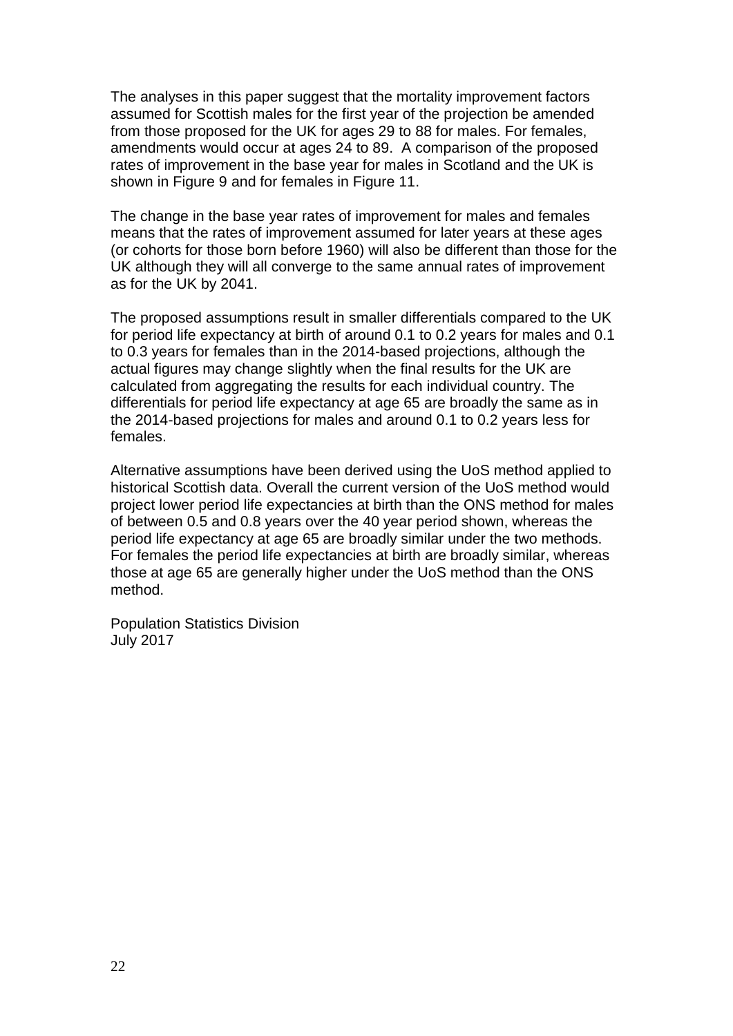The analyses in this paper suggest that the mortality improvement factors assumed for Scottish males for the first year of the projection be amended from those proposed for the UK for ages 29 to 88 for males. For females, amendments would occur at ages 24 to 89. A comparison of the proposed rates of improvement in the base year for males in Scotland and the UK is shown in Figure 9 and for females in Figure 11.

The change in the base year rates of improvement for males and females means that the rates of improvement assumed for later years at these ages (or cohorts for those born before 1960) will also be different than those for the UK although they will all converge to the same annual rates of improvement as for the UK by 2041.

The proposed assumptions result in smaller differentials compared to the UK for period life expectancy at birth of around 0.1 to 0.2 years for males and 0.1 to 0.3 years for females than in the 2014-based projections, although the actual figures may change slightly when the final results for the UK are calculated from aggregating the results for each individual country. The differentials for period life expectancy at age 65 are broadly the same as in the 2014-based projections for males and around 0.1 to 0.2 years less for females.

Alternative assumptions have been derived using the UoS method applied to historical Scottish data. Overall the current version of the UoS method would project lower period life expectancies at birth than the ONS method for males of between 0.5 and 0.8 years over the 40 year period shown, whereas the period life expectancy at age 65 are broadly similar under the two methods. For females the period life expectancies at birth are broadly similar, whereas those at age 65 are generally higher under the UoS method than the ONS method.

Population Statistics Division
July 2017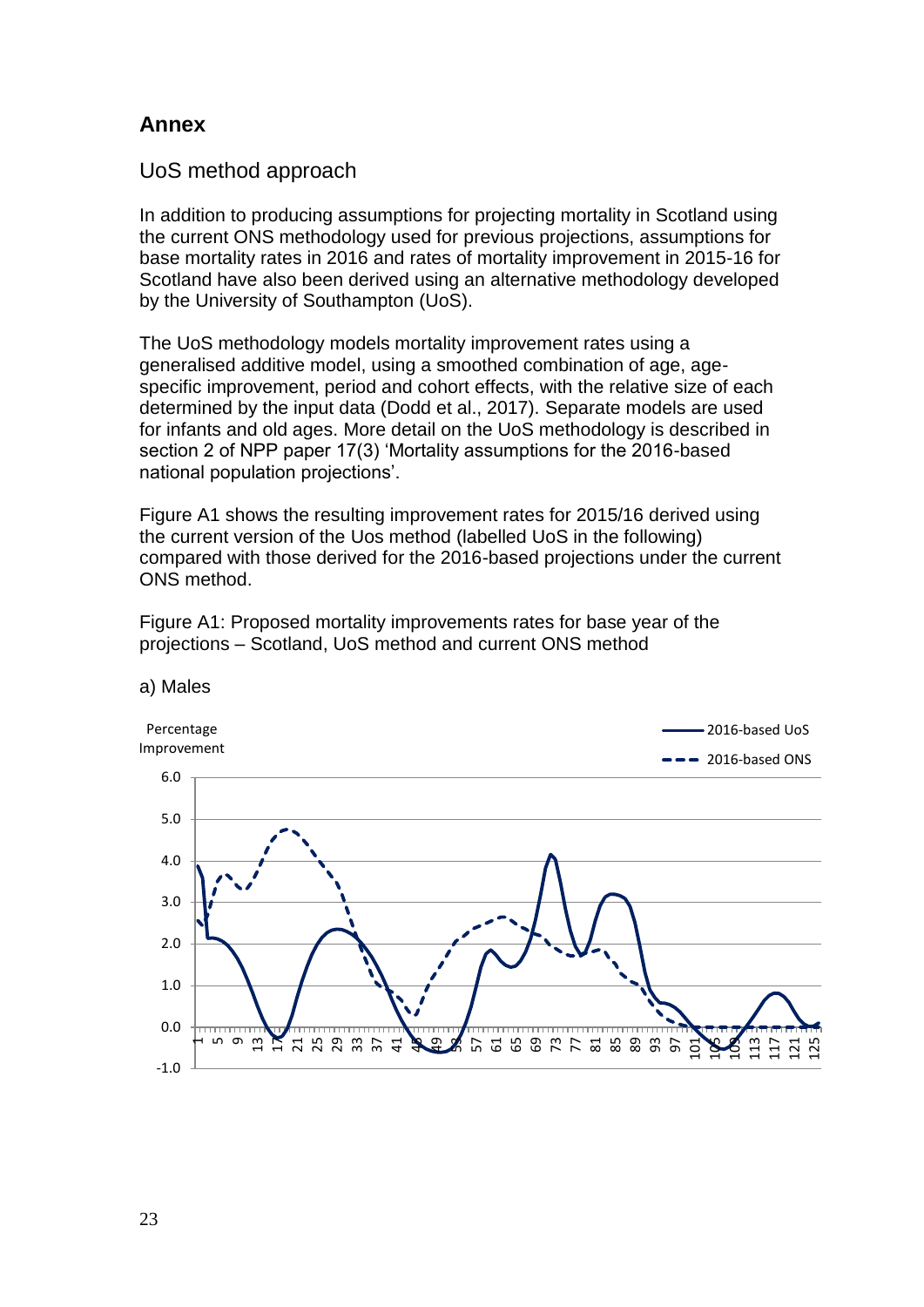## Annex

### UoS method approach

In addition to producing assumptions for projecting mortality in Scotland using the current ONS methodology used for previous projections, assumptions for base mortality rates in 2016 and rates of mortality improvement in 2015-16 for Scotland have also been derived using an alternative methodology developed by the University of Southampton (UoS).

The UoS methodology models mortality improvement rates using a generalised additive model, using a smoothed combination of age, age-specific improvement, period and cohort effects, with the relative size of each determined by the input data (Dodd et al., 2017). Separate models are used for infants and old ages. More detail on the UoS methodology is described in section 2 of NPP paper 17(3) 'Mortality assumptions for the 2016-based national population projections'.

Figure A1 shows the resulting improvement rates for 2015/16 derived using the current version of the Uos method (labelled UoS in the following) compared with those derived for the 2016-based projections under the current ONS method.

Figure A1: Proposed mortality improvements rates for base year of the projections – Scotland, UoS method and current ONS method

a) Males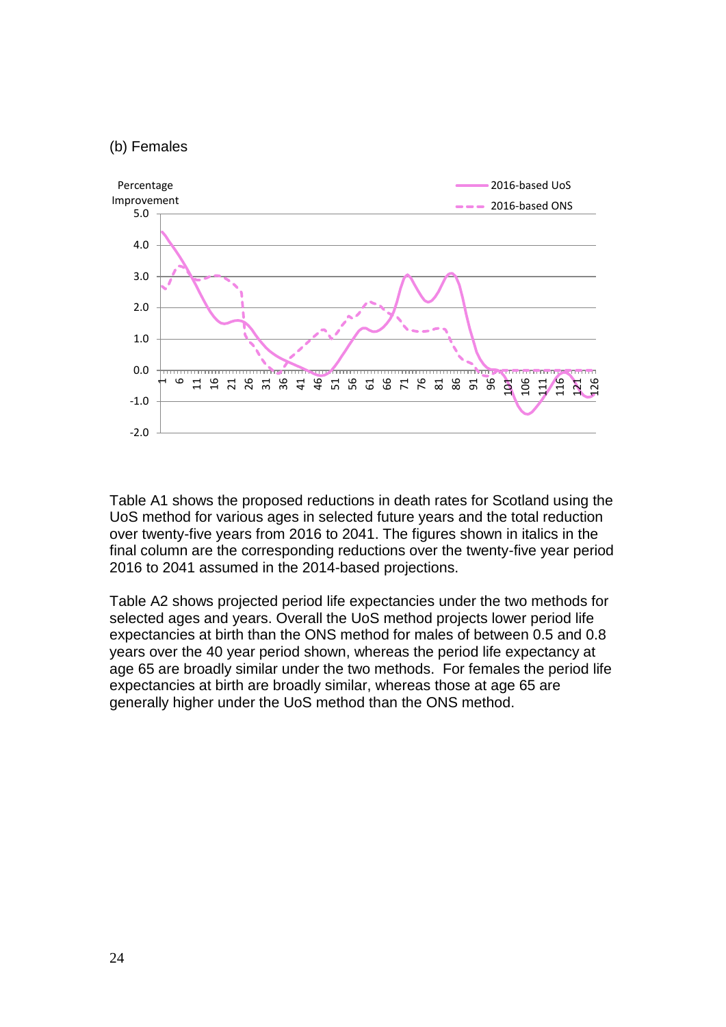(b) Females

Percentage Improvement

Table A1 shows the proposed reductions in death rates for Scotland using the UoS method for various ages in selected future years and the total reduction over twenty-five years from 2016 to 2041. The figures shown in italics in the final column are the corresponding reductions over the twenty-five year period 2016 to 2041 assumed in the 2014-based projections.

Table A2 shows projected period life expectancies under the two methods for selected ages and years. Overall the UoS method projects lower period life expectancies at birth than the ONS method for males of between 0.5 and 0.8 years over the 40 year period shown, whereas the period life expectancy at age 65 are broadly similar under the two methods. For females the period life expectancies at birth are broadly similar, whereas those at age 65 are generally higher under the UoS method than the ONS method.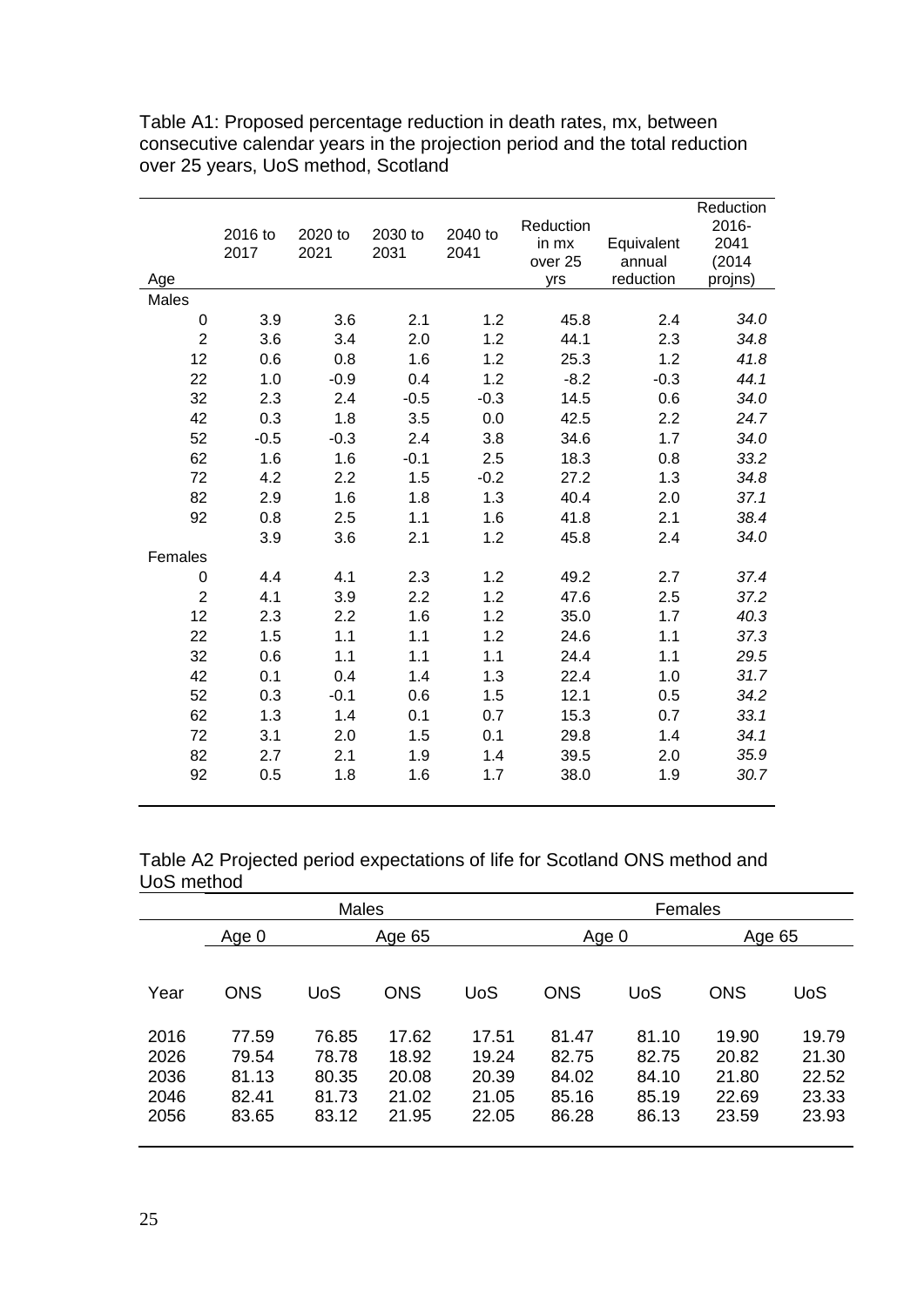Table A1: Proposed percentage reduction in death rates, mx, between consecutive calendar years in the projection period and the total reduction over 25 years, UoS method, Scotland

| Age | 2016 to 2017 | 2020 to 2021 | 2030 to 2031 | 2040 to 2041 | Reduction in mx over 25 yrs | Equivalent annual reduction | Reduction 2016-2041 (2014 projns) |
|---|---|---|---|---|---|---|---|
| Males | | | | | | | |
| 0 | 3.9 | 3.6 | 2.1 | 1.2 | 45.8 | 2.4 | *34.0* |
| 2 | 3.6 | 3.4 | 2.0 | 1.2 | 44.1 | 2.3 | *34.8* |
| 12 | 0.6 | 0.8 | 1.6 | 1.2 | 25.3 | 1.2 | *41.8* |
| 22 | 1.0 | -0.9 | 0.4 | 1.2 | -8.2 | -0.3 | *44.1* |
| 32 | 2.3 | 2.4 | -0.5 | -0.3 | 14.5 | 0.6 | *34.0* |
| 42 | 0.3 | 1.8 | 3.5 | 0.0 | 42.5 | 2.2 | *24.7* |
| 52 | -0.5 | -0.3 | 2.4 | 3.8 | 34.6 | 1.7 | *34.0* |
| 62 | 1.6 | 1.6 | -0.1 | 2.5 | 18.3 | 0.8 | *33.2* |
| 72 | 4.2 | 2.2 | 1.5 | -0.2 | 27.2 | 1.3 | *34.8* |
| 82 | 2.9 | 1.6 | 1.8 | 1.3 | 40.4 | 2.0 | *37.1* |
| 92 | 0.8 | 2.5 | 1.1 | 1.6 | 41.8 | 2.1 | *38.4* |
| | 3.9 | 3.6 | 2.1 | 1.2 | 45.8 | 2.4 | *34.0* |
| Females | | | | | | | |
| 0 | 4.4 | 4.1 | 2.3 | 1.2 | 49.2 | 2.7 | *37.4* |
| 2 | 4.1 | 3.9 | 2.2 | 1.2 | 47.6 | 2.5 | *37.2* |
| 12 | 2.3 | 2.2 | 1.6 | 1.2 | 35.0 | 1.7 | *40.3* |
| 22 | 1.5 | 1.1 | 1.1 | 1.2 | 24.6 | 1.1 | *37.3* |
| 32 | 0.6 | 1.1 | 1.1 | 1.1 | 24.4 | 1.1 | *29.5* |
| 42 | 0.1 | 0.4 | 1.4 | 1.3 | 22.4 | 1.0 | *31.7* |
| 52 | 0.3 | -0.1 | 0.6 | 1.5 | 12.1 | 0.5 | *34.2* |
| 62 | 1.3 | 1.4 | 0.1 | 0.7 | 15.3 | 0.7 | *33.1* |
| 72 | 3.1 | 2.0 | 1.5 | 0.1 | 29.8 | 1.4 | *34.1* |
| 82 | 2.7 | 2.1 | 1.9 | 1.4 | 39.5 | 2.0 | *35.9* |
| 92 | 0.5 | 1.8 | 1.6 | 1.7 | 38.0 | 1.9 | *30.7* |

Table A2 Projected period expectations of life for Scotland ONS method and UoS method

| | Males | | | | Females | | | |
|---|---|---|---|---|---|---|---|---|
| | Age 0 | | Age 65 | | Age 0 | | Age 65 | |
| Year | ONS | UoS | ONS | UoS | ONS | UoS | ONS | UoS |
| 2016 | 77.59 | 76.85 | 17.62 | 17.51 | 81.47 | 81.10 | 19.90 | 19.79 |
| 2026 | 79.54 | 78.78 | 18.92 | 19.24 | 82.75 | 82.75 | 20.82 | 21.30 |
| 2036 | 81.13 | 80.35 | 20.08 | 20.39 | 84.02 | 84.10 | 21.80 | 22.52 |
| 2046 | 82.41 | 81.73 | 21.02 | 21.05 | 85.16 | 85.19 | 22.69 | 23.33 |
| 2056 | 83.65 | 83.12 | 21.95 | 22.05 | 86.28 | 86.13 | 23.59 | 23.93 |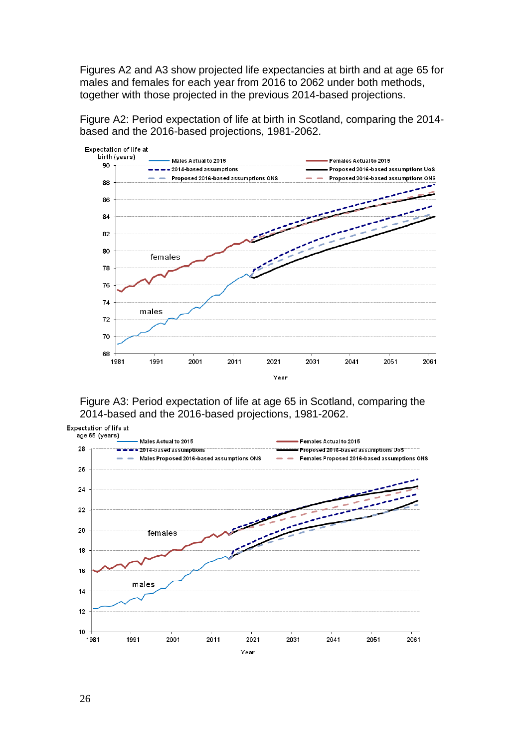Figures A2 and A3 show projected life expectancies at birth and at age 65 for males and females for each year from 2016 to 2062 under both methods, together with those projected in the previous 2014-based projections.

Figure A2: Period expectation of life at birth in Scotland, comparing the 2014-based and the 2016-based projections, 1981-2062.

Expectation of life at birth (years)

Males Actual to 2015
2014-based assumptions
Proposed 2016-based assumptions ONS
Females Actual to 2015
Proposed 2016-based assumptions UoS
Proposed 2016-based assumptions ONS

90
88
86
84
82
80
78
76
74
72
70
68

females
males

1981 1991 2001 2011 2021 2031 2041 2051 2061

Year

Figure A3: Period expectation of life at age 65 in Scotland, comparing the 2014-based and the 2016-based projections, 1981-2062.

Expectation of life at age 65 (years)

Males Actual to 2015
2014-based assumptions
Males Proposed 2016-based assumptions ONS
Females Actual to 2015
Proposed 2016-based assumptions UoS
Females Proposed 2016-based assumptions ONS

28
26
24
22
20
18
16
14
12
10

females
males

1981 1991 2001 2011 2021 2031 2041 2051 2061

Year